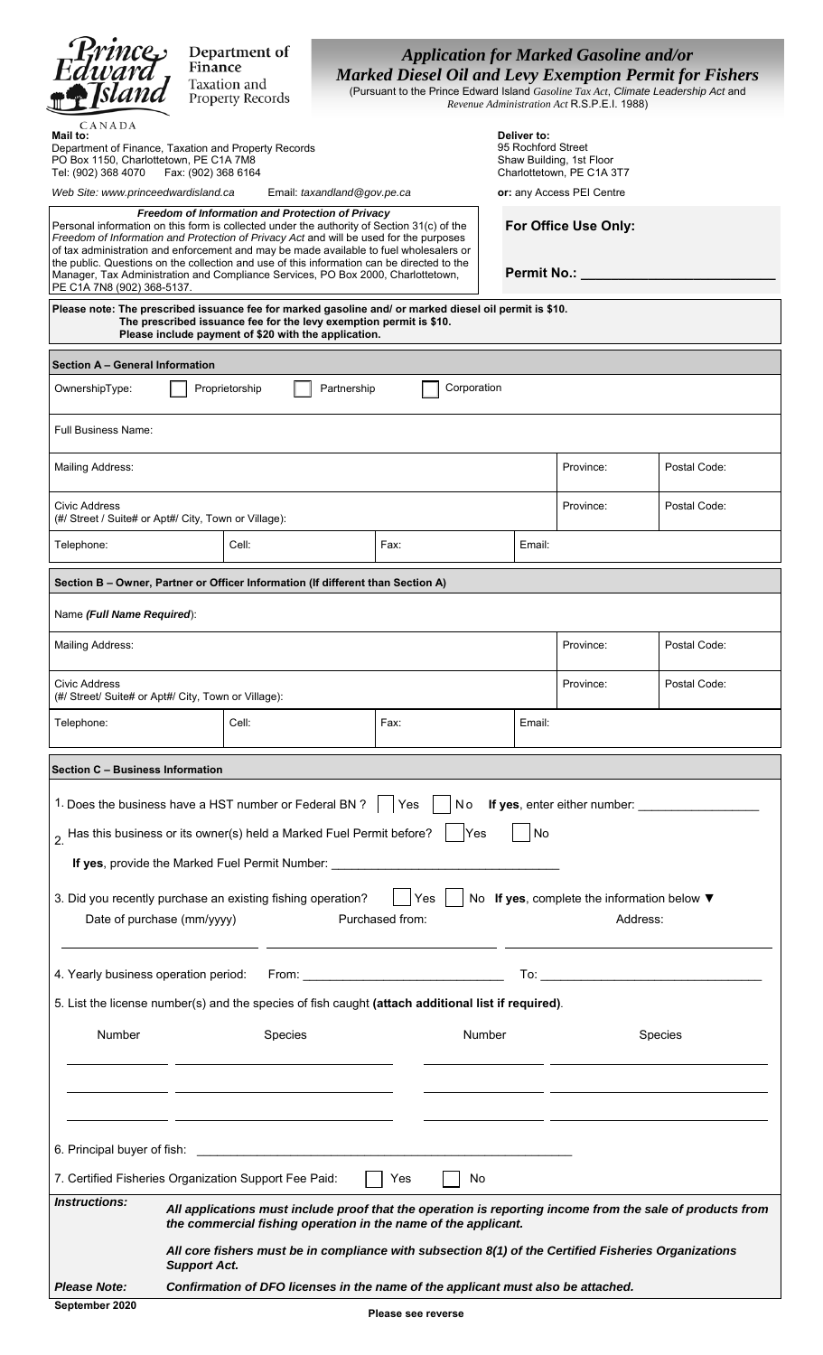Prince Edward Island CANADA

Department of Finance
Taxation and Property Records

# *Application for Marked Gasoline and/or Marked Diesel Oil and Levy Exemption Permit for Fishers*

(Pursuant to the Prince Edward Island *Gasoline Tax Act*, *Climate Leadership Act* and *Revenue Administration Act* R.S.P.E.I. 1988)

**Mail to:**
Department of Finance, Taxation and Property Records
PO Box 1150, Charlottetown, PE C1A 7M8
Tel: (902) 368 4070 Fax: (902) 368 6164

*Web Site: www.princeedwardisland.ca* Email: *taxandland@gov.pe.ca*

**Deliver to:**
95 Rochford Street
Shaw Building, 1st Floor
Charlottetown, PE C1A 3T7

**or:** any Access PEI Centre

***Freedom of Information and Protection of Privacy***
Personal information on this form is collected under the authority of Section 31(c) of the *Freedom of Information and Protection of Privacy Act* and will be used for the purposes of tax administration and enforcement and may be made available to fuel wholesalers or the public. Questions on the collection and use of this information can be directed to the Manager, Tax Administration and Compliance Services, PO Box 2000, Charlottetown, PE C1A 7N8 (902) 368-5137.

**For Office Use Only:**

**Permit No.:** ________________________

**Please note: The prescribed issuance fee for marked gasoline and/ or marked diesel oil permit is $10. The prescribed issuance fee for the levy exemption permit is $10. Please include payment of $20 with the application.**

## Section A – General Information

OwnershipType: ☐ Proprietorship ☐ Partnership ☐ Corporation

Full Business Name:

| Mailing Address: | Province: | Postal Code: |
|---|---|---|
| Civic Address (#/ Street / Suite# or Apt#/ City, Town or Village): | Province: | Postal Code: |

| Telephone: | Cell: | Fax: | Email: |
|---|---|---|---|

## Section B – Owner, Partner or Officer Information (If different than Section A)

Name ***(Full Name Required)***:

| Mailing Address: | Province: | Postal Code: |
|---|---|---|
| Civic Address (#/ Street/ Suite# or Apt#/ City, Town or Village): | Province: | Postal Code: |

| Telephone: | Cell: | Fax: | Email: |
|---|---|---|---|

## Section C – Business Information

1. Does the business have a HST number or Federal BN ? ☐ Yes ☐ No **If yes**, enter either number: ________________

2. Has this business or its owner(s) held a Marked Fuel Permit before? ☐ Yes ☐ No

   **If yes**, provide the Marked Fuel Permit Number: ________________________________

3. Did you recently purchase an existing fishing operation? ☐ Yes ☐ No **If yes**, complete the information below ▼

| Date of purchase (mm/yyyy) | Purchased from: | Address: |
|---|---|---|
| | | |

4. Yearly business operation period: From: ____________________________ To: ______________________________

5. List the license number(s) and the species of fish caught **(attach additional list if required)**.

| Number | Species | Number | Species |
|---|---|---|---|
| | | | |
| | | | |
| | | | |

6. Principal buyer of fish: ________________________________________________________

7. Certified Fisheries Organization Support Fee Paid: ☐ Yes ☐ No

***Instructions:*** ***All applications must include proof that the operation is reporting income from the sale of products from the commercial fishing operation in the name of the applicant.***

***All core fishers must be in compliance with subsection 8(1) of the Certified Fisheries Organizations Support Act.***

***Please Note:*** ***Confirmation of DFO licenses in the name of the applicant must also be attached.***

**September 2020**

**Please see reverse**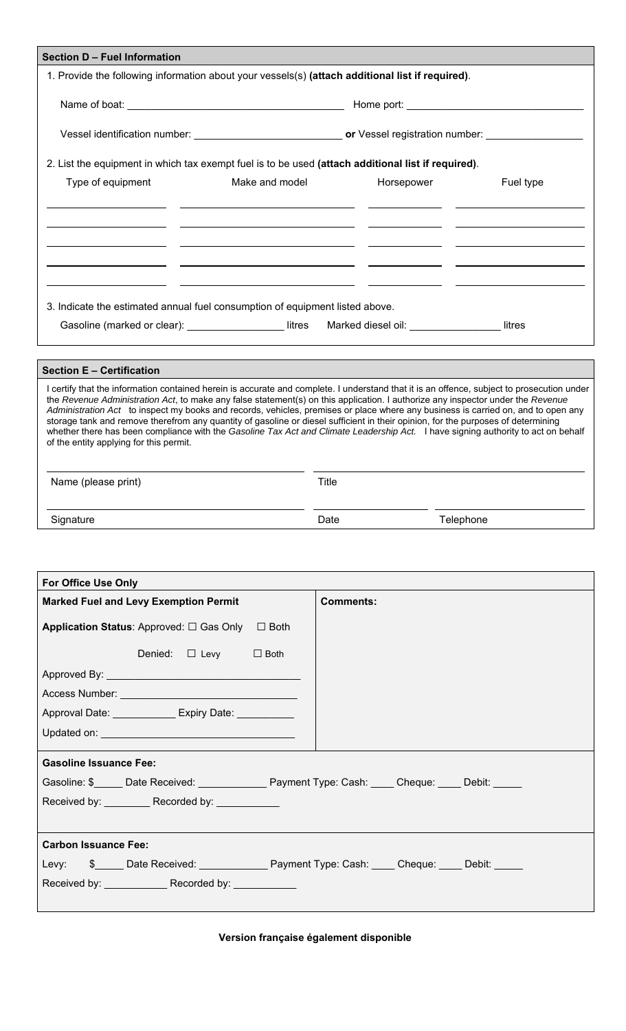## Section D – Fuel Information

1. Provide the following information about your vessels(s) **(attach additional list if required)**.

Name of boat: ________________________ Home port: ________________________

Vessel identification number: ________________________ **or** Vessel registration number: ________________

2. List the equipment in which tax exempt fuel is to be used **(attach additional list if required)**.

| Type of equipment | Make and model | Horsepower | Fuel type |
|---|---|---|---|
| | | | |
| | | | |
| | | | |
| | | | |
| | | | |

3. Indicate the estimated annual fuel consumption of equipment listed above.

Gasoline (marked or clear): ________________ litres Marked diesel oil: ________________ litres

## Section E – Certification

I certify that the information contained herein is accurate and complete. I understand that it is an offence, subject to prosecution under the *Revenue Administration Act*, to make any false statement(s) on this application. I authorize any inspector under the *Revenue Administration Act* to inspect my books and records, vehicles, premises or place where any business is carried on, and to open any storage tank and remove therefrom any quantity of gasoline or diesel sufficient in their opinion, for the purposes of determining whether there has been compliance with the *Gasoline Tax Act and Climate Leadership Act.* I have signing authority to act on behalf of the entity applying for this permit.

Name (please print) ________________________ Title ________________________

Signature ________________________ Date ____________ Telephone ____________

## For Office Use Only

**Marked Fuel and Levy Exemption Permit**

**Application Status**: Approved: ☐ Gas Only ☐ Both

Denied: ☐ Levy ☐ Both

Approved By: ________________________

Access Number: ________________________

Approval Date: ____________ Expiry Date: ____________

Updated on: ________________________

**Comments:**

**Gasoline Issuance Fee:**

Gasoline: $_____ Date Received: ____________ Payment Type: Cash: ____ Cheque: ____ Debit: _____

Received by: ________ Recorded by: ___________

**Carbon Issuance Fee:**

Levy: $_____ Date Received: ____________ Payment Type: Cash: ____ Cheque: ____ Debit: _____

Received by: ___________ Recorded by: ___________

**Version française également disponible**